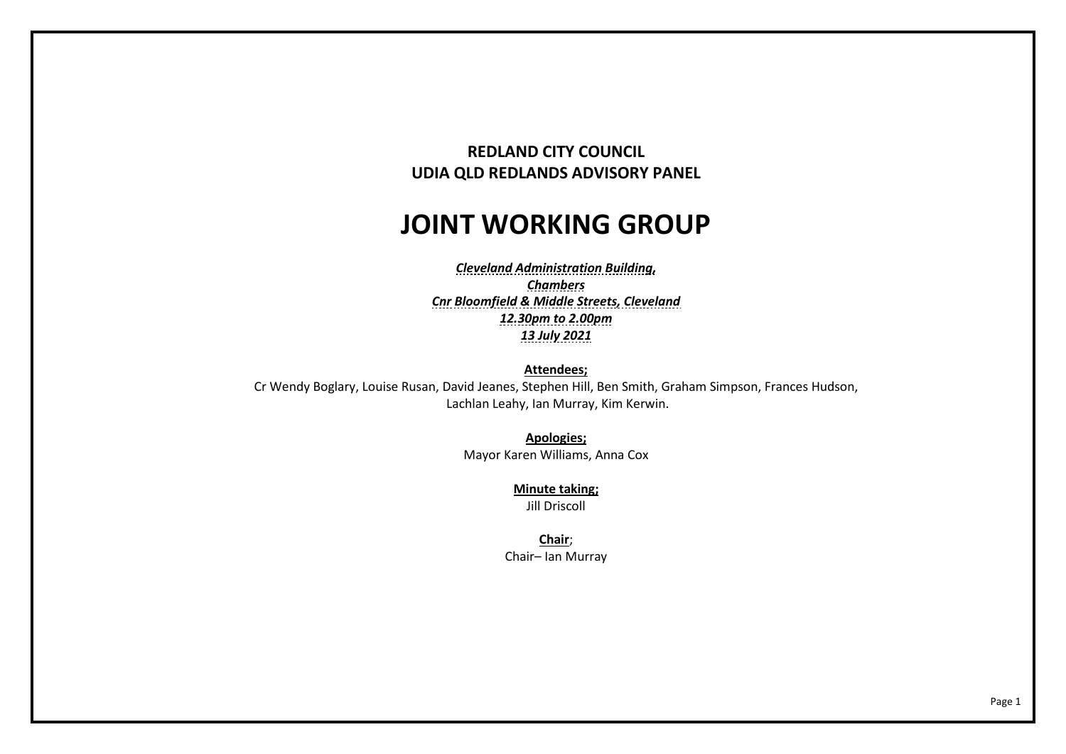**REDLAND CITY COUNCIL**
**UDIA QLD REDLANDS ADVISORY PANEL**

# JOINT WORKING GROUP

***Cleveland Administration Building,***
***Chambers***
***Cnr Bloomfield & Middle Streets, Cleveland***
***12.30pm to 2.00pm***
***13 July 2021***

**Attendees;**
Cr Wendy Boglary, Louise Rusan, David Jeanes, Stephen Hill, Ben Smith, Graham Simpson, Frances Hudson, Lachlan Leahy, Ian Murray, Kim Kerwin.

**Apologies;**
Mayor Karen Williams, Anna Cox

**Minute taking;**
Jill Driscoll

**Chair**;
Chair– Ian Murray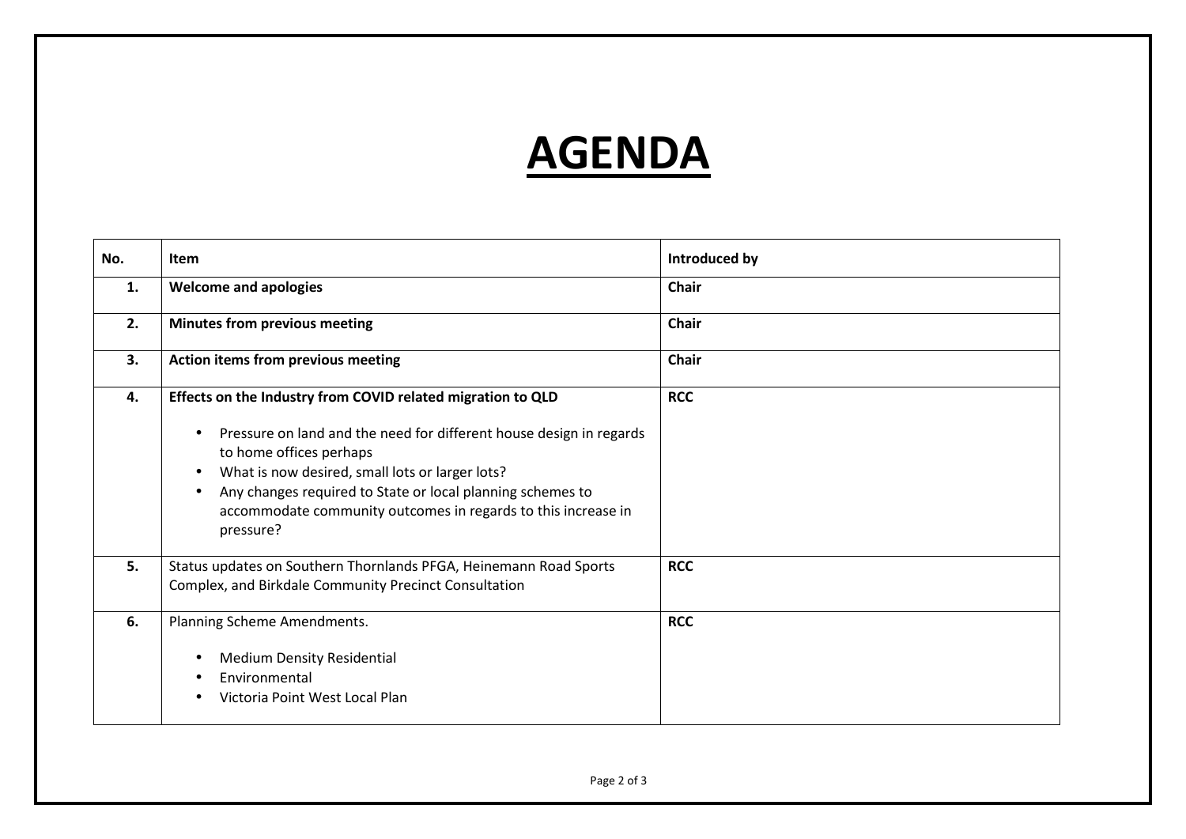# AGENDA

| No. | Item | Introduced by |
|---|---|---|
| **1.** | **Welcome and apologies** | **Chair** |
| **2.** | **Minutes from previous meeting** | **Chair** |
| **3.** | **Action items from previous meeting** | **Chair** |
| **4.** | **Effects on the Industry from COVID related migration to QLD**<br><br>• Pressure on land and the need for different house design in regards to home offices perhaps<br>• What is now desired, small lots or larger lots?<br>• Any changes required to State or local planning schemes to accommodate community outcomes in regards to this increase in pressure? | **RCC** |
| **5.** | Status updates on Southern Thornlands PFGA, Heinemann Road Sports Complex, and Birkdale Community Precinct Consultation | **RCC** |
| **6.** | Planning Scheme Amendments.<br><br>• Medium Density Residential<br>• Environmental<br>• Victoria Point West Local Plan | **RCC** |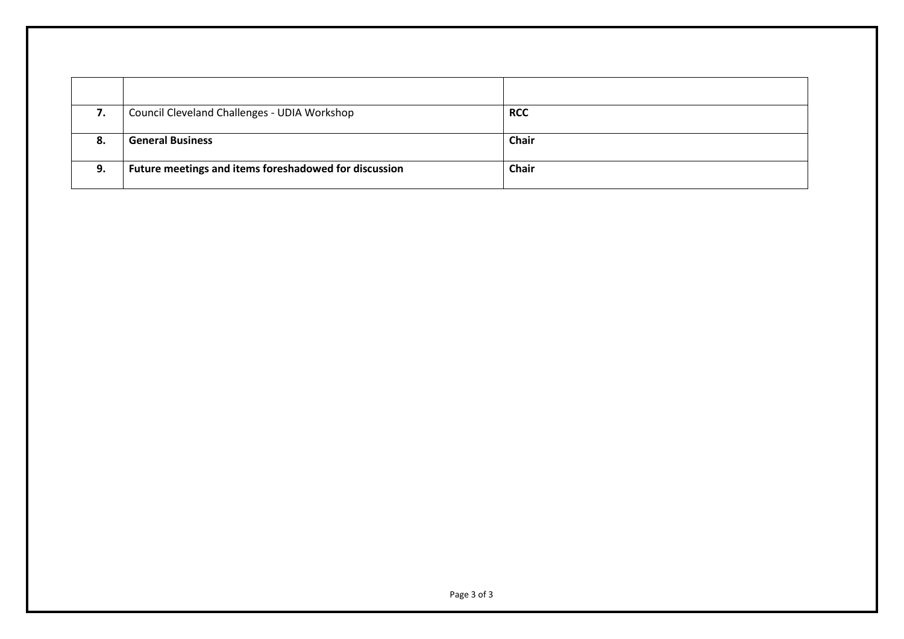| | | |
|---|---|---|
| **7.** | Council Cleveland Challenges - UDIA Workshop | **RCC** |
| **8.** | **General Business** | **Chair** |
| **9.** | **Future meetings and items foreshadowed for discussion** | **Chair** |